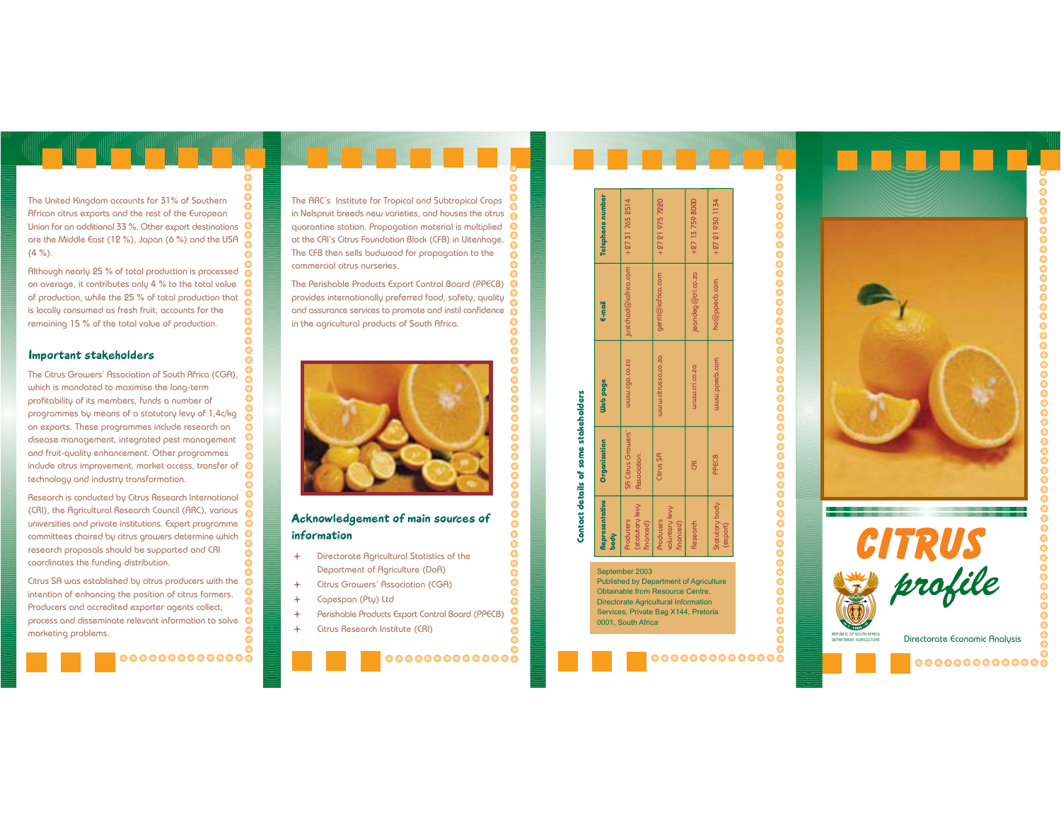The United Kingdom accounts for 31% of Southern African citrus exports and the rest of the European Union for an additional 33 %. Other export destinations are the Middle East (12 %), Japan (6 %) and the USA (4 %).

Although nearly 25 % of total production is processed on average, it contributes only 4 % to the total value of production, while the 25 % of total production that is locally consumed as fresh fruit, accounts for the remaining 15 % of the total value of production.

## Important stakeholders

The Citrus Growers' Association of South Africa (CGA), which is mandated to maximise the long-term profitability of its members, funds a number of programmes by means of a statutory levy of 1,4c/kg on exports. These programmes include research on disease management, integrated pest management and fruit-quality enhancement. Other programmes include citrus improvement, market access, transfer of technology and industry transformation.

Research is conducted by Citrus Research International (CRI), the Agricultural Research Council (ARC), various universities and private institutions. Expert programme committees chaired by citrus growers determine which research proposals should be supported and CRI coordinates the funding distribution.

Citrus SA was established by citrus producers with the intention of enhancing the position of citrus farmers. Producers and accredited exporter agents collect, process and disseminate relevant information to solve marketing problems.

The ARC's Institute for Tropical and Subtropical Crops in Nelspruit breeds new varieties, and houses the citrus quarantine station. Propagation material is multiplied at the CRI's Citrus Foundation Block (CFB) in Uitenhage. The CFB then sells budwood for propagation to the commercial citrus nurseries.

The Perishable Products Export Control Board (PPECB) provides internationally preferred food, safety, quality and assurance services to promote and instil confidence in the agricultural products of South Africa.

## Acknowledgement of main sources of information

- Directorate Agricultural Statistics of the Department of Agriculture (DoA)
- Citrus Growers' Association (CGA)
- Capespan (Pty) Ltd
- Perishable Products Export Control Board (PPECB)
- Citrus Research Institute (CRI)

## Contact details of some stakeholders

| Representative body | Organisation | Web page | E-mail | Telephone number |
|---|---|---|---|---|
| Producers (statutory levy financed) | SA Citrus Growers' Association. | www.cga.co.za | justchad@iafrica.com | +27 31 765 2514 |
| Producers voluntary levy financed) | Citrus SA | www.citrussa.co.za | gerrit@iafrica.com | +27 21 975 7220 |
| Research | CRI | www.cri.co.za | jeandeg@cri.co.za | +27 13 759 8000 |
| Statutory body (export) | PPECB | www.ppecb.com | ho@ppecb.com | +27 21 930 1134 |

September 2003
Published by Department of Agriculture
Obtainable from Resource Centre, Directorate Agricultural Information Services, Private Bag X144, Pretoria 0001, South Africa

# CITRUS profile

REPUBLIC OF SOUTH AFRICA
DEPARTMENT: AGRICULTURE

Directorate Economic Analysis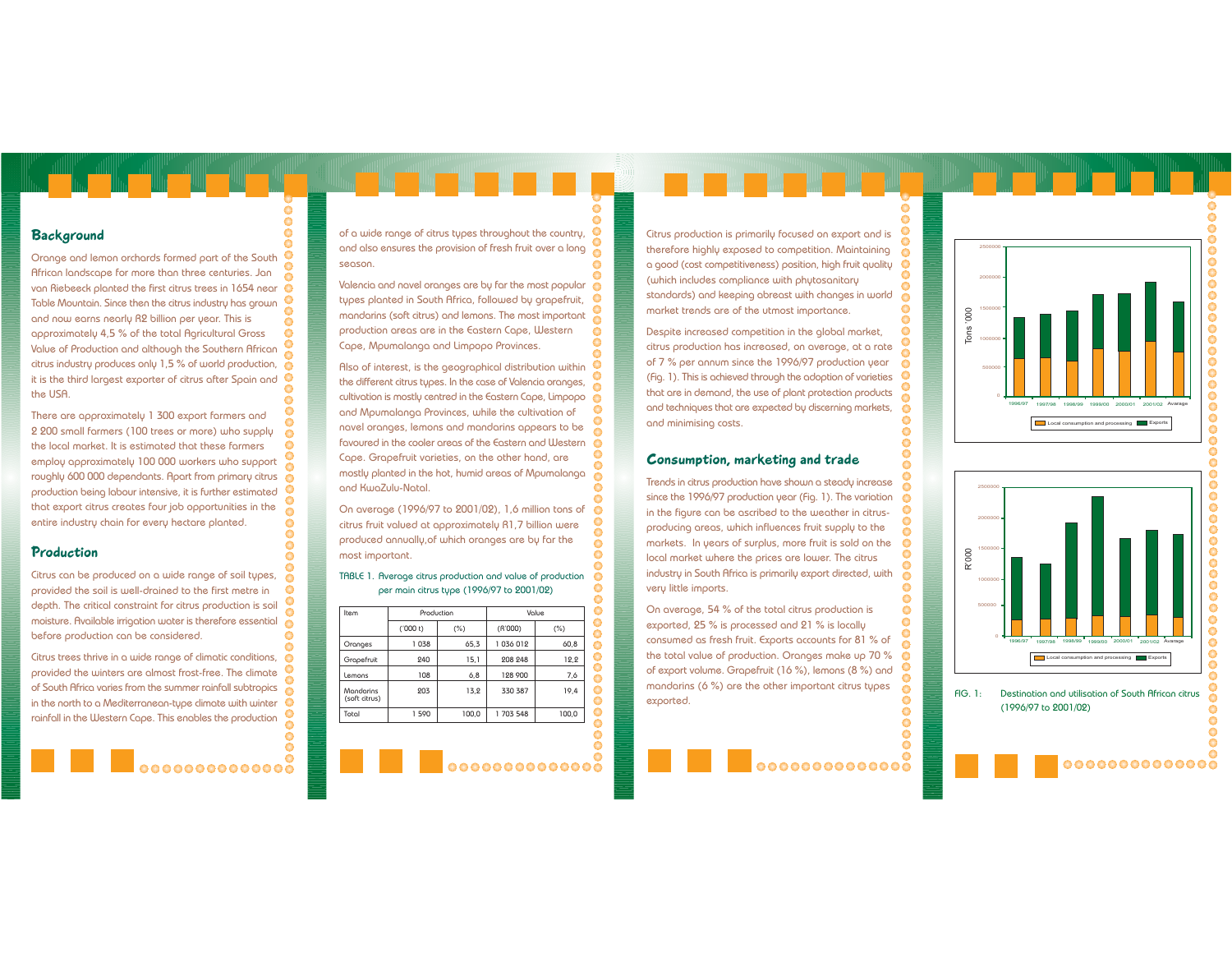## Background

Orange and lemon orchards formed part of the South African landscape for more than three centuries. Jan van Riebeeck planted the first citrus trees in 1654 near Table Mountain. Since then the citrus industry has grown and now earns nearly R2 billion per year. This is approximately 4,5 % of the total Agricultural Gross Value of Production and although the Southern African citrus industry produces only 1,5 % of world production, it is the third largest exporter of citrus after Spain and the USA.

There are approximately 1 300 export farmers and 2 200 small farmers (100 trees or more) who supply the local market. It is estimated that these farmers employ approximately 100 000 workers who support roughly 600 000 dependants. Apart from primary citrus production being labour intensive, it is further estimated that export citrus creates four job opportunities in the entire industry chain for every hectare planted.

## Production

Citrus can be produced on a wide range of soil types, provided the soil is well-drained to the first metre in depth. The critical constraint for citrus production is soil moisture. Available irrigation water is therefore essential before production can be considered.

Citrus trees thrive in a wide range of climatic conditions, provided the winters are almost frost-free. The climate of South Africa varies from the summer rainfall subtropics in the north to a Mediterranean-type climate with winter rainfall in the Western Cape. This enables the production of a wide range of citrus types throughout the country, and also ensures the provision of fresh fruit over a long season.

Valencia and navel oranges are by far the most popular types planted in South Africa, followed by grapefruit, mandarins (soft citrus) and lemons. The most important production areas are in the Eastern Cape, Western Cape, Mpumalanga and Limpopo Provinces.

Also of interest, is the geographical distribution within the different citrus types. In the case of Valencia oranges, cultivation is mostly centred in the Eastern Cape, Limpopo and Mpumalanga Provinces, while the cultivation of navel oranges, lemons and mandarins appears to be favoured in the cooler areas of the Eastern and Western Cape. Grapefruit varieties, on the other hand, are mostly planted in the hot, humid areas of Mpumalanga and KwaZulu-Natal.

On average (1996/97 to 2001/02), 1,6 million tons of citrus fruit valued at approximately R1,7 billion were produced annually,of which oranges are by far the most important.

TABLE 1. Average citrus production and value of production per main citrus type (1996/97 to 2001/02)

| Item | Production | | Value | |
|---|---|---|---|---|
| | ('000 t) | (%) | (R'000) | (%) |
| Oranges | 1 038 | 65,3 | 1 036 012 | 60,8 |
| Grapefruit | 240 | 15,1 | 208 248 | 12,2 |
| Lemons | 108 | 6,8 | 128 900 | 7,6 |
| Mandarins (soft citrus) | 203 | 13,2 | 330 387 | 19,4 |
| Total | 1 590 | 100,0 | 1 703 548 | 100,0 |

Citrus production is primarily focused on export and is therefore highly exposed to competition. Maintaining a good (cost competitiveness) position, high fruit quality (which includes compliance with phytosanitary standards) and keeping abreast with changes in world market trends are of the utmost importance.

Despite increased competition in the global market, citrus production has increased, on average, at a rate of 7 % per annum since the 1996/97 production year (Fig. 1). This is achieved through the adoption of varieties that are in demand, the use of plant protection products and techniques that are expected by discerning markets, and minimising costs.

## Consumption, marketing and trade

Trends in citrus production have shown a steady increase since the 1996/97 production year (Fig. 1). The variation in the figure can be ascribed to the weather in citrus-producing areas, which influences fruit supply to the markets. In years of surplus, more fruit is sold on the local market where the prices are lower. The citrus industry in South Africa is primarily export directed, with very little imports.

On average, 54 % of the total citrus production is exported, 25 % is processed and 21 % is locally consumed as fresh fruit. Exports accounts for 81 % of the total value of production. Oranges make up 70 % of export volume. Grapefruit (16 %), lemons (8 %) and mandarins (6 %) are the other important citrus types exported.

Tons '000
2500000
2000000
1500000
1000000
500000
0
1996/97 1997/98 1998/99 1999/00 2000/01 2001/02 Average
Local consumption and processing Exports

R'000
2500000
2000000
1500000
1000000
500000
0
1996/97 1997/98 1998/99 1999/00 2000/01 2001/02 Average
Local consumption and processing Exports

FIG. 1: Destination and utilisation of South African citrus (1996/97 to 2001/02)